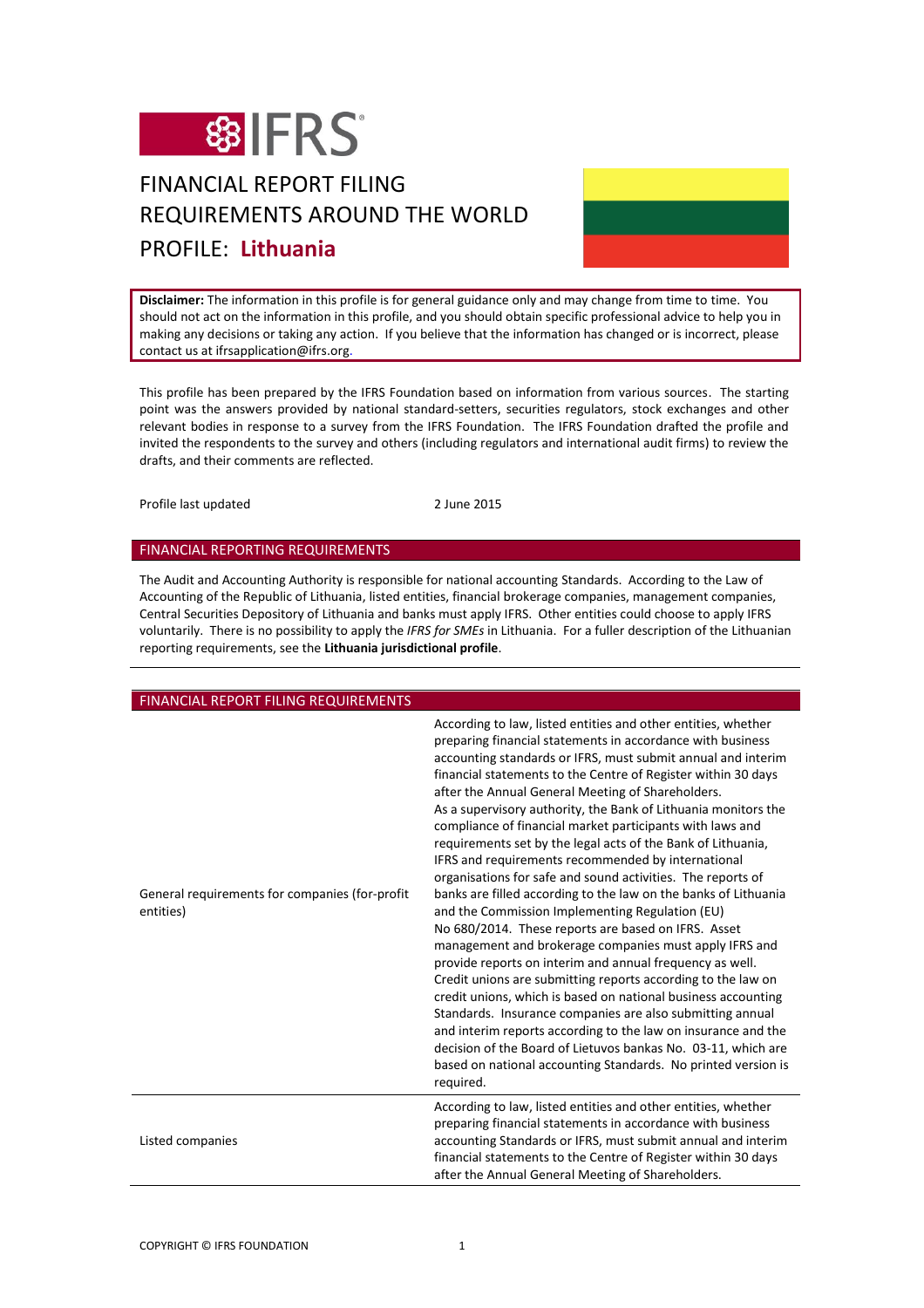# FINANCIAL REPORT FILING REQUIREMENTS AROUND THE WORLD

# PROFILE: **Lithuania**

**Disclaimer:** The information in this profile is for general guidance only and may change from time to time. You should not act on the information in this profile, and you should obtain specific professional advice to help you in making any decisions or taking any action. If you believe that the information has changed or is incorrect, please contact us at ifrsapplication@ifrs.org.

This profile has been prepared by the IFRS Foundation based on information from various sources. The starting point was the answers provided by national standard-setters, securities regulators, stock exchanges and other relevant bodies in response to a survey from the IFRS Foundation. The IFRS Foundation drafted the profile and invited the respondents to the survey and others (including regulators and international audit firms) to review the drafts, and their comments are reflected.

Profile last updated 2 June 2015

## FINANCIAL REPORTING REQUIREMENTS

The Audit and Accounting Authority is responsible for national accounting Standards. According to the Law of Accounting of the Republic of Lithuania, listed entities, financial brokerage companies, management companies, Central Securities Depository of Lithuania and banks must apply IFRS. Other entities could choose to apply IFRS voluntarily. There is no possibility to apply the *IFRS for SMEs* in Lithuania. For a fuller description of the Lithuanian reporting requirements, see the **Lithuania jurisdictional profile**.

## FINANCIAL REPORT FILING REQUIREMENTS

| | |
|---|---|
| General requirements for companies (for-profit entities) | According to law, listed entities and other entities, whether preparing financial statements in accordance with business accounting standards or IFRS, must submit annual and interim financial statements to the Centre of Register within 30 days after the Annual General Meeting of Shareholders. As a supervisory authority, the Bank of Lithuania monitors the compliance of financial market participants with laws and requirements set by the legal acts of the Bank of Lithuania, IFRS and requirements recommended by international organisations for safe and sound activities. The reports of banks are filled according to the law on the banks of Lithuania and the Commission Implementing Regulation (EU) No 680/2014. These reports are based on IFRS. Asset management and brokerage companies must apply IFRS and provide reports on interim and annual frequency as well. Credit unions are submitting reports according to the law on credit unions, which is based on national business accounting Standards. Insurance companies are also submitting annual and interim reports according to the law on insurance and the decision of the Board of Lietuvos bankas No. 03-11, which are based on national accounting Standards. No printed version is required. |
| Listed companies | According to law, listed entities and other entities, whether preparing financial statements in accordance with business accounting Standards or IFRS, must submit annual and interim financial statements to the Centre of Register within 30 days after the Annual General Meeting of Shareholders. |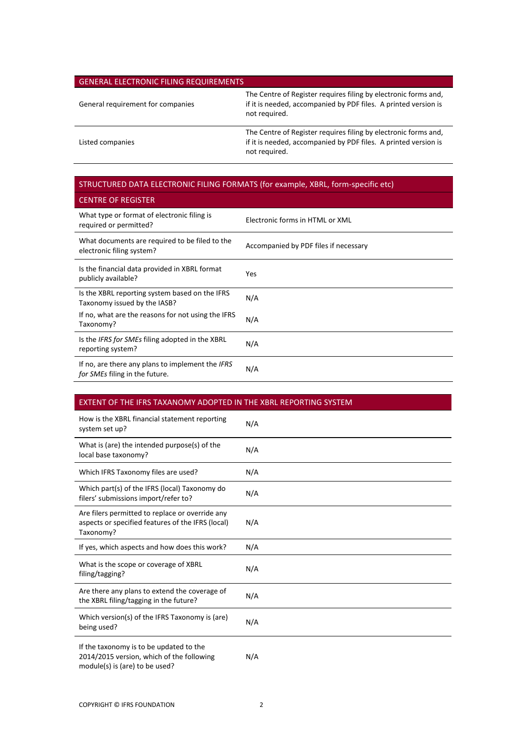| GENERAL ELECTRONIC FILING REQUIREMENTS | |
|---|---|
| General requirement for companies | The Centre of Register requires filing by electronic forms and, if it is needed, accompanied by PDF files. A printed version is not required. |
| Listed companies | The Centre of Register requires filing by electronic forms and, if it is needed, accompanied by PDF files. A printed version is not required. |

| STRUCTURED DATA ELECTRONIC FILING FORMATS (for example, XBRL, form-specific etc) | |
|---|---|
| CENTRE OF REGISTER | |
| What type or format of electronic filing is required or permitted? | Electronic forms in HTML or XML |
| What documents are required to be filed to the electronic filing system? | Accompanied by PDF files if necessary |
| Is the financial data provided in XBRL format publicly available? | Yes |
| Is the XBRL reporting system based on the IFRS Taxonomy issued by the IASB? | N/A |
| If no, what are the reasons for not using the IFRS Taxonomy? | N/A |
| Is the *IFRS for SMEs* filing adopted in the XBRL reporting system? | N/A |
| If no, are there any plans to implement the *IFRS for SMEs* filing in the future. | N/A |

| EXTENT OF THE IFRS TAXONOMY ADOPTED IN THE XBRL REPORTING SYSTEM | |
|---|---|
| How is the XBRL financial statement reporting system set up? | N/A |
| What is (are) the intended purpose(s) of the local base taxonomy? | N/A |
| Which IFRS Taxonomy files are used? | N/A |
| Which part(s) of the IFRS (local) Taxonomy do filers' submissions import/refer to? | N/A |
| Are filers permitted to replace or override any aspects or specified features of the IFRS (local) Taxonomy? | N/A |
| If yes, which aspects and how does this work? | N/A |
| What is the scope or coverage of XBRL filing/tagging? | N/A |
| Are there any plans to extend the coverage of the XBRL filing/tagging in the future? | N/A |
| Which version(s) of the IFRS Taxonomy is (are) being used? | N/A |
| If the taxonomy is to be updated to the 2014/2015 version, which of the following module(s) is (are) to be used? | N/A |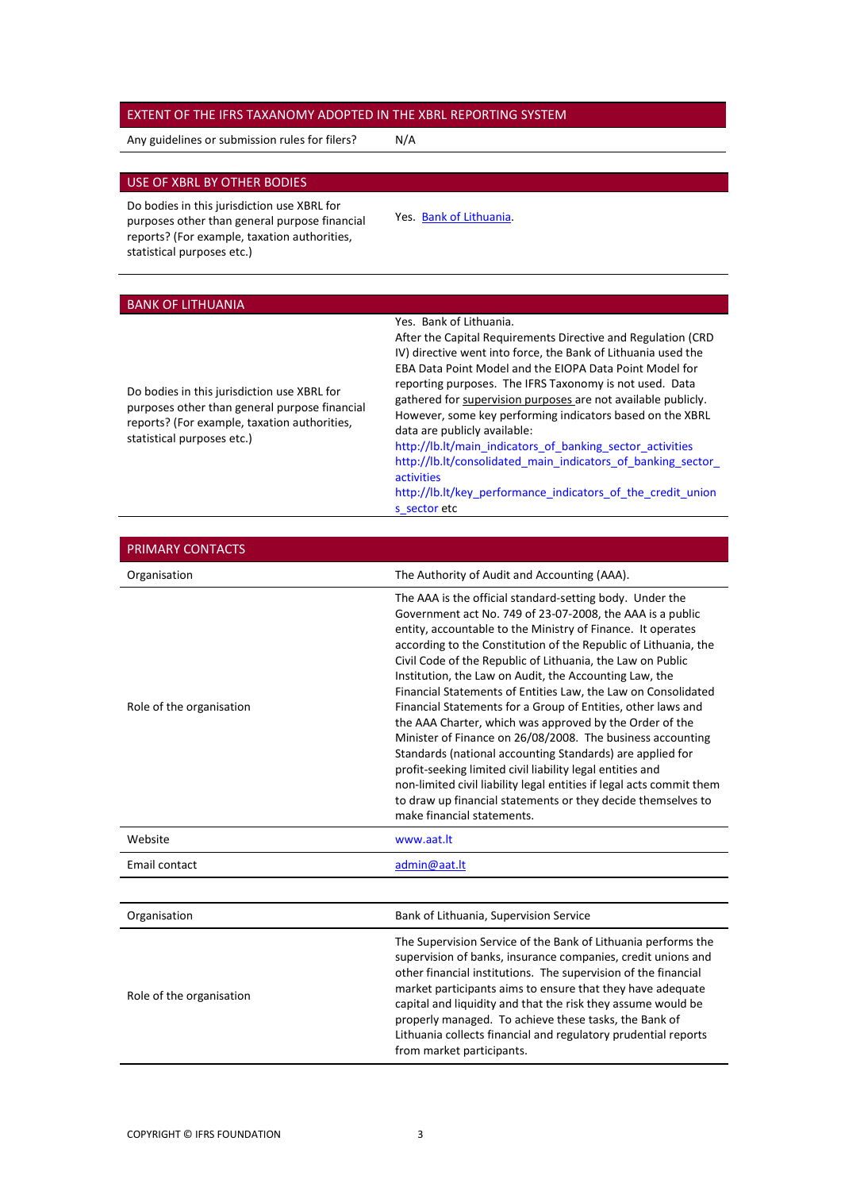| EXTENT OF THE IFRS TAXANOMY ADOPTED IN THE XBRL REPORTING SYSTEM | |
|---|---|
| Any guidelines or submission rules for filers? | N/A |

| USE OF XBRL BY OTHER BODIES | |
|---|---|
| Do bodies in this jurisdiction use XBRL for purposes other than general purpose financial reports? (For example, taxation authorities, statistical purposes etc.) | Yes. Bank of Lithuania. |

| BANK OF LITHUANIA | |
|---|---|
| Do bodies in this jurisdiction use XBRL for purposes other than general purpose financial reports? (For example, taxation authorities, statistical purposes etc.) | Yes. Bank of Lithuania.<br>After the Capital Requirements Directive and Regulation (CRD IV) directive went into force, the Bank of Lithuania used the EBA Data Point Model and the EIOPA Data Point Model for reporting purposes. The IFRS Taxonomy is not used. Data gathered for supervision purposes are not available publicly. However, some key performing indicators based on the XBRL data are publicly available:<br>http://lb.lt/main_indicators_of_banking_sector_activities<br>http://lb.lt/consolidated_main_indicators_of_banking_sector_activities<br>http://lb.lt/key_performance_indicators_of_the_credit_unions_sector etc |

| PRIMARY CONTACTS | |
|---|---|
| Organisation | The Authority of Audit and Accounting (AAA). |
| Role of the organisation | The AAA is the official standard-setting body. Under the Government act No. 749 of 23-07-2008, the AAA is a public entity, accountable to the Ministry of Finance. It operates according to the Constitution of the Republic of Lithuania, the Civil Code of the Republic of Lithuania, the Law on Public Institution, the Law on Audit, the Accounting Law, the Financial Statements of Entities Law, the Law on Consolidated Financial Statements for a Group of Entities, other laws and the AAA Charter, which was approved by the Order of the Minister of Finance on 26/08/2008. The business accounting Standards (national accounting Standards) are applied for profit-seeking limited civil liability legal entities and non-limited civil liability legal entities if legal acts commit them to draw up financial statements or they decide themselves to make financial statements. |
| Website | www.aat.lt |
| Email contact | admin@aat.lt |

| Organisation | Bank of Lithuania, Supervision Service |
|---|---|
| Role of the organisation | The Supervision Service of the Bank of Lithuania performs the supervision of banks, insurance companies, credit unions and other financial institutions. The supervision of the financial market participants aims to ensure that they have adequate capital and liquidity and that the risk they assume would be properly managed. To achieve these tasks, the Bank of Lithuania collects financial and regulatory prudential reports from market participants. |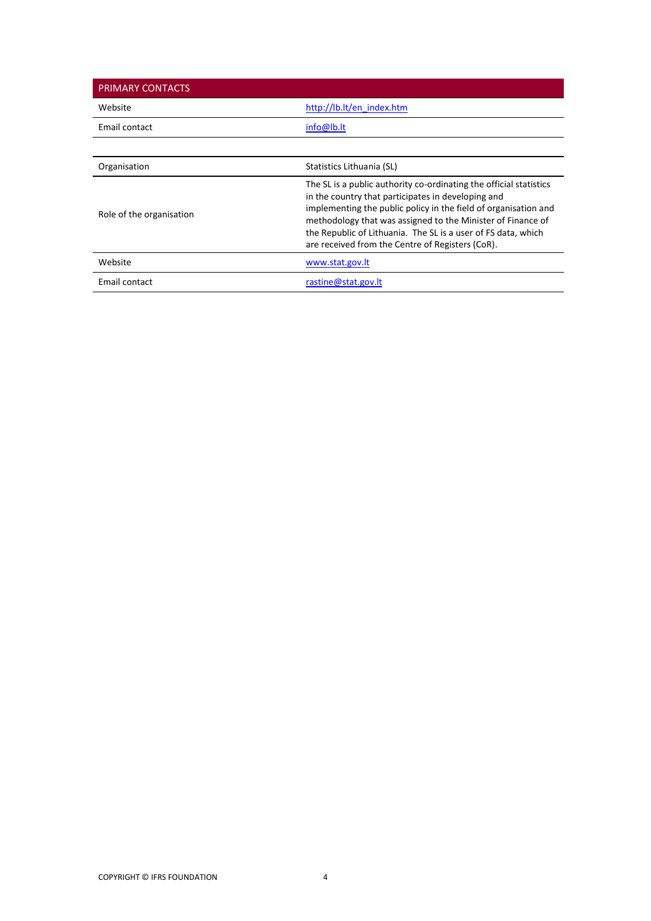| PRIMARY CONTACTS | |
| --- | --- |
| Website | http://lb.lt/en_index.htm |
| Email contact | info@lb.lt |

| | |
| --- | --- |
| Organisation | Statistics Lithuania (SL) |
| Role of the organisation | The SL is a public authority co-ordinating the official statistics in the country that participates in developing and implementing the public policy in the field of organisation and methodology that was assigned to the Minister of Finance of the Republic of Lithuania. The SL is a user of FS data, which are received from the Centre of Registers (CoR). |
| Website | www.stat.gov.lt |
| Email contact | rastine@stat.gov.lt |

COPYRIGHT © IFRS FOUNDATION